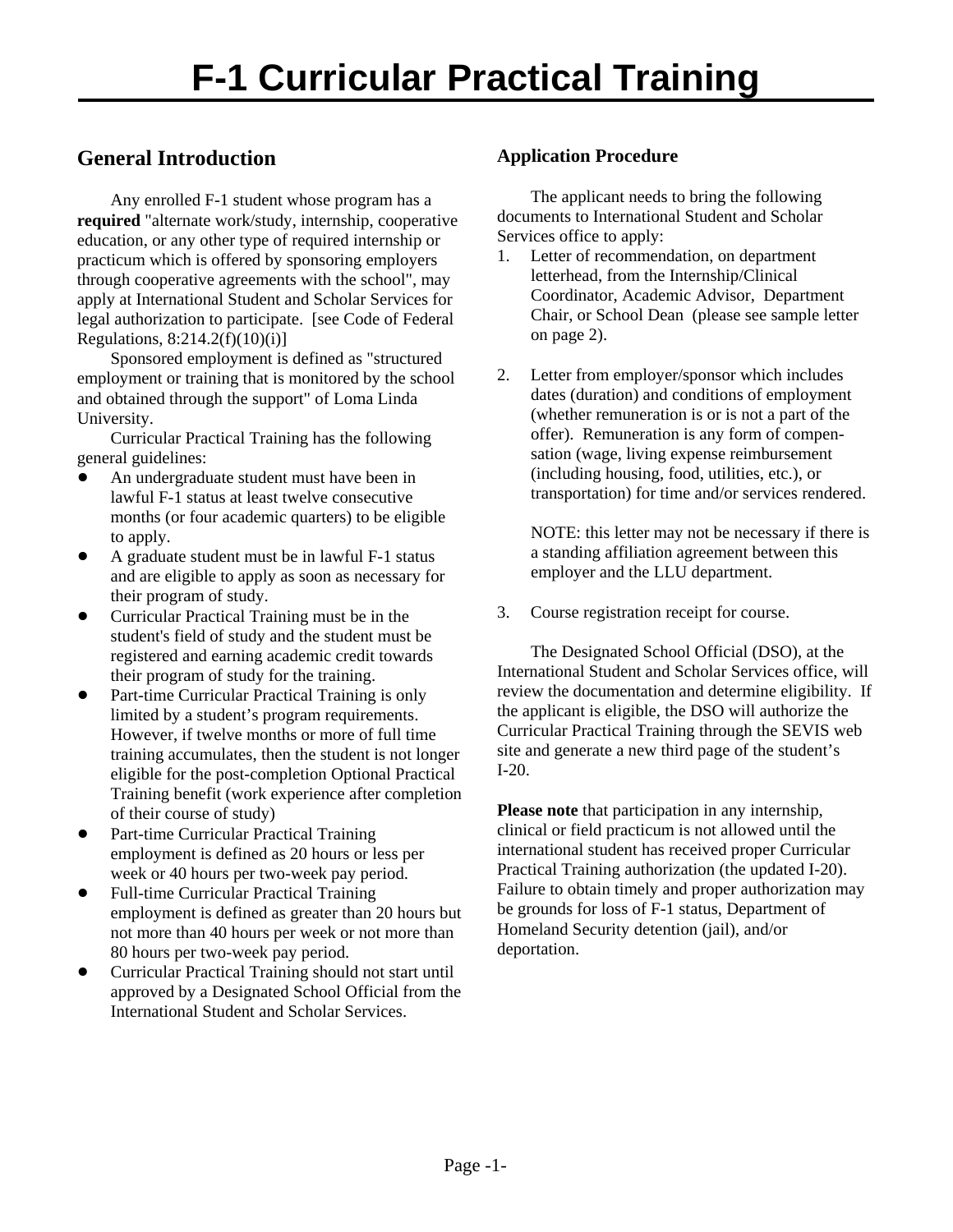# F-1 Curricular Practical Training

## General Introduction

Any enrolled F-1 student whose program has a **required** "alternate work/study, internship, cooperative education, or any other type of required internship or practicum which is offered by sponsoring employers through cooperative agreements with the school", may apply at International Student and Scholar Services for legal authorization to participate. [see Code of Federal Regulations, 8:214.2(f)(10)(i)]

Sponsored employment is defined as "structured employment or training that is monitored by the school and obtained through the support" of Loma Linda University.

Curricular Practical Training has the following general guidelines:

- An undergraduate student must have been in lawful F-1 status at least twelve consecutive months (or four academic quarters) to be eligible to apply.
- A graduate student must be in lawful F-1 status and are eligible to apply as soon as necessary for their program of study.
- Curricular Practical Training must be in the student's field of study and the student must be registered and earning academic credit towards their program of study for the training.
- Part-time Curricular Practical Training is only limited by a student's program requirements. However, if twelve months or more of full time training accumulates, then the student is not longer eligible for the post-completion Optional Practical Training benefit (work experience after completion of their course of study)
- Part-time Curricular Practical Training employment is defined as 20 hours or less per week or 40 hours per two-week pay period.
- Full-time Curricular Practical Training employment is defined as greater than 20 hours but not more than 40 hours per week or not more than 80 hours per two-week pay period.
- Curricular Practical Training should not start until approved by a Designated School Official from the International Student and Scholar Services.

### Application Procedure

The applicant needs to bring the following documents to International Student and Scholar Services office to apply:

1. Letter of recommendation, on department letterhead, from the Internship/Clinical Coordinator, Academic Advisor, Department Chair, or School Dean (please see sample letter on page 2).

2. Letter from employer/sponsor which includes dates (duration) and conditions of employment (whether remuneration is or is not a part of the offer). Remuneration is any form of compensation (wage, living expense reimbursement (including housing, food, utilities, etc.), or transportation) for time and/or services rendered.

   NOTE: this letter may not be necessary if there is a standing affiliation agreement between this employer and the LLU department.

3. Course registration receipt for course.

The Designated School Official (DSO), at the International Student and Scholar Services office, will review the documentation and determine eligibility. If the applicant is eligible, the DSO will authorize the Curricular Practical Training through the SEVIS web site and generate a new third page of the student's I-20.

**Please note** that participation in any internship, clinical or field practicum is not allowed until the international student has received proper Curricular Practical Training authorization (the updated I-20). Failure to obtain timely and proper authorization may be grounds for loss of F-1 status, Department of Homeland Security detention (jail), and/or deportation.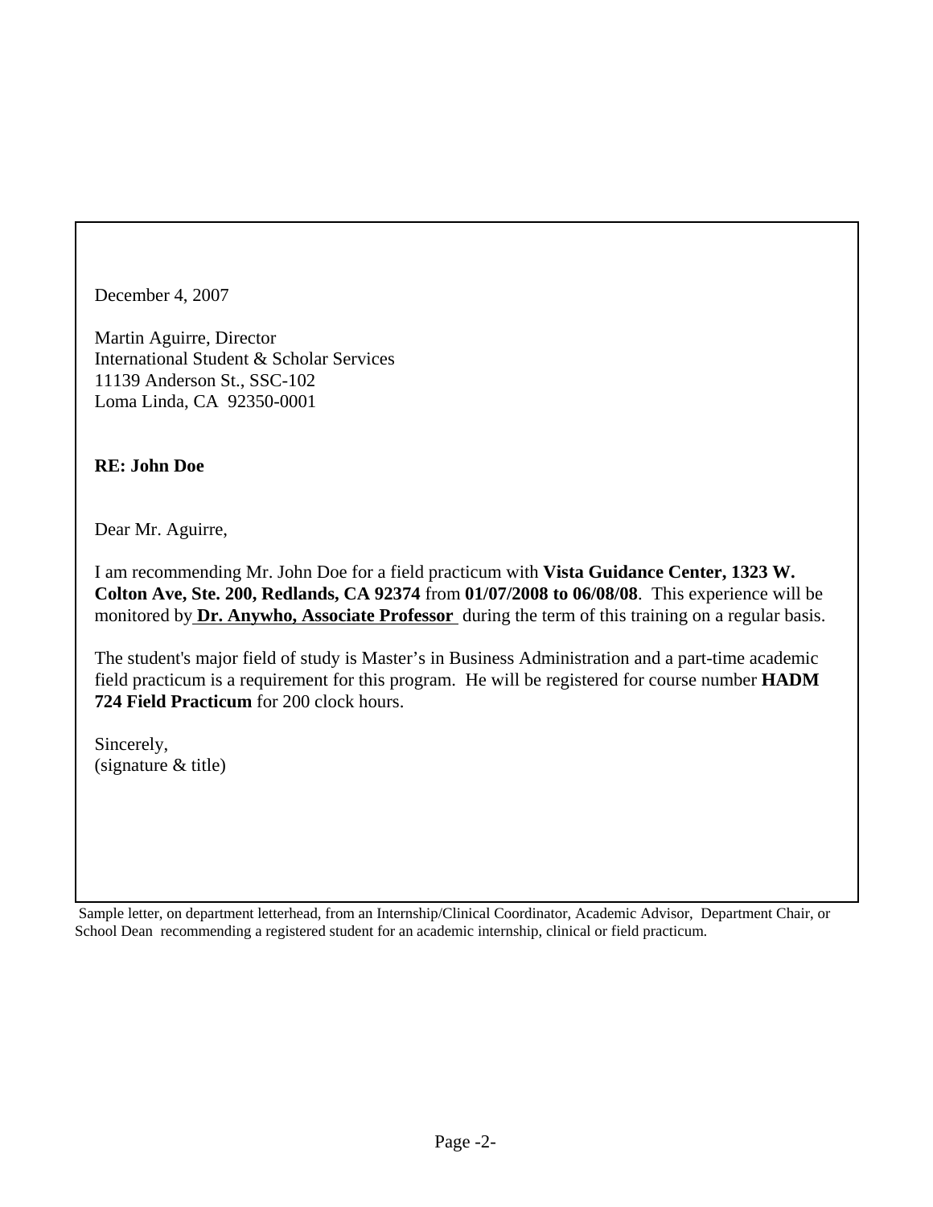December 4, 2007

Martin Aguirre, Director
International Student & Scholar Services
11139 Anderson St., SSC-102
Loma Linda, CA 92350-0001

**RE: John Doe**

Dear Mr. Aguirre,

I am recommending Mr. John Doe for a field practicum with **Vista Guidance Center, 1323 W. Colton Ave, Ste. 200, Redlands, CA 92374** from **01/07/2008 to 06/08/08**. This experience will be monitored by **Dr. Anywho, Associate Professor** during the term of this training on a regular basis.

The student's major field of study is Master's in Business Administration and a part-time academic field practicum is a requirement for this program. He will be registered for course number **HADM 724 Field Practicum** for 200 clock hours.

Sincerely,
(signature & title)

Sample letter, on department letterhead, from an Internship/Clinical Coordinator, Academic Advisor, Department Chair, or School Dean recommending a registered student for an academic internship, clinical or field practicum.